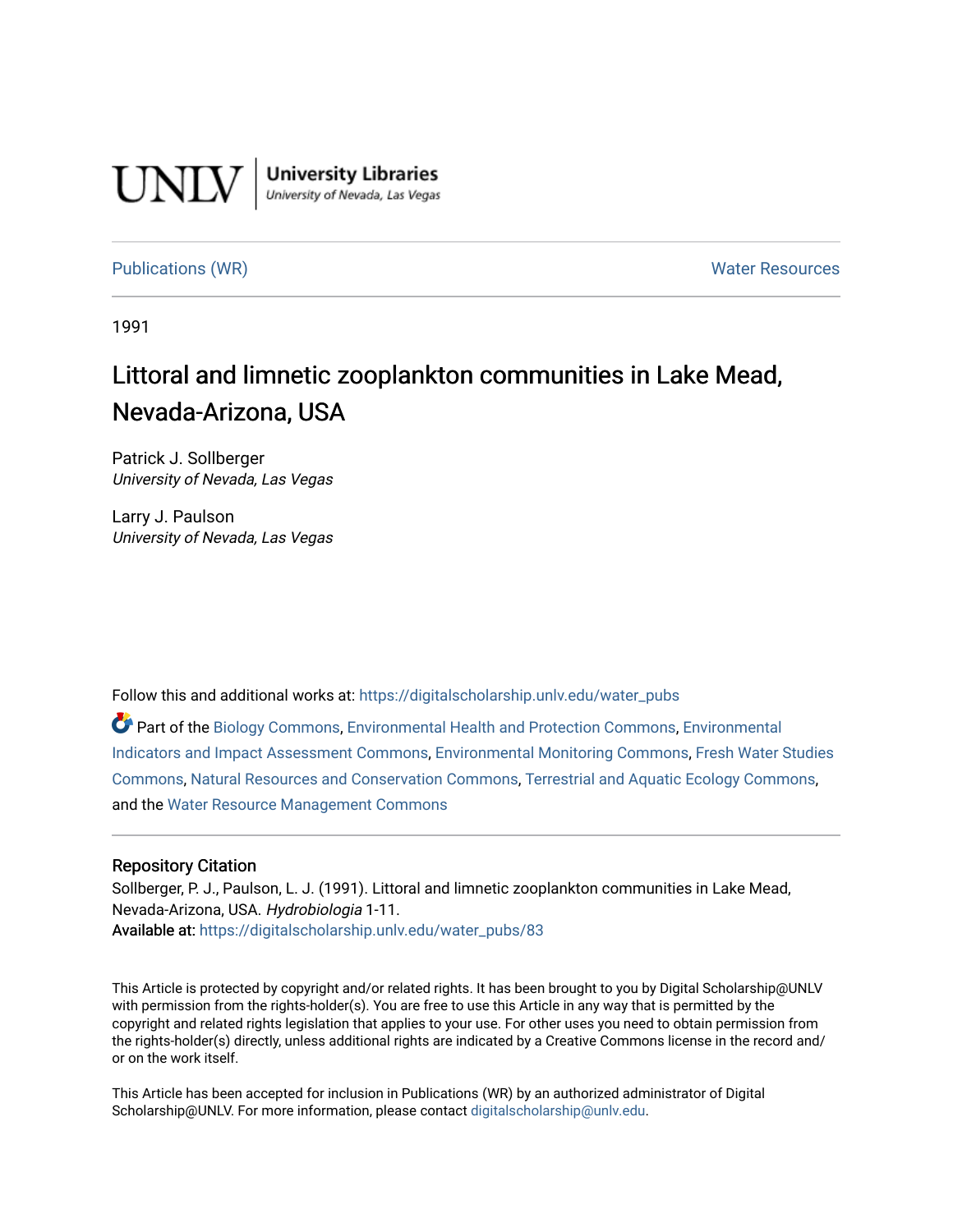UNLV | University Libraries
University of Nevada, Las Vegas

Publications (WR) | Water Resources

1991

# Littoral and limnetic zooplankton communities in Lake Mead, Nevada-Arizona, USA

Patrick J. Sollberger
*University of Nevada, Las Vegas*

Larry J. Paulson
*University of Nevada, Las Vegas*

Follow this and additional works at: https://digitalscholarship.unlv.edu/water_pubs

Part of the Biology Commons, Environmental Health and Protection Commons, Environmental Indicators and Impact Assessment Commons, Environmental Monitoring Commons, Fresh Water Studies Commons, Natural Resources and Conservation Commons, Terrestrial and Aquatic Ecology Commons, and the Water Resource Management Commons

## Repository Citation

Sollberger, P. J., Paulson, L. J. (1991). Littoral and limnetic zooplankton communities in Lake Mead, Nevada-Arizona, USA. *Hydrobiologia* 1-11.
**Available at:** https://digitalscholarship.unlv.edu/water_pubs/83

This Article is protected by copyright and/or related rights. It has been brought to you by Digital Scholarship@UNLV with permission from the rights-holder(s). You are free to use this Article in any way that is permitted by the copyright and related rights legislation that applies to your use. For other uses you need to obtain permission from the rights-holder(s) directly, unless additional rights are indicated by a Creative Commons license in the record and/or on the work itself.

This Article has been accepted for inclusion in Publications (WR) by an authorized administrator of Digital Scholarship@UNLV. For more information, please contact digitalscholarship@unlv.edu.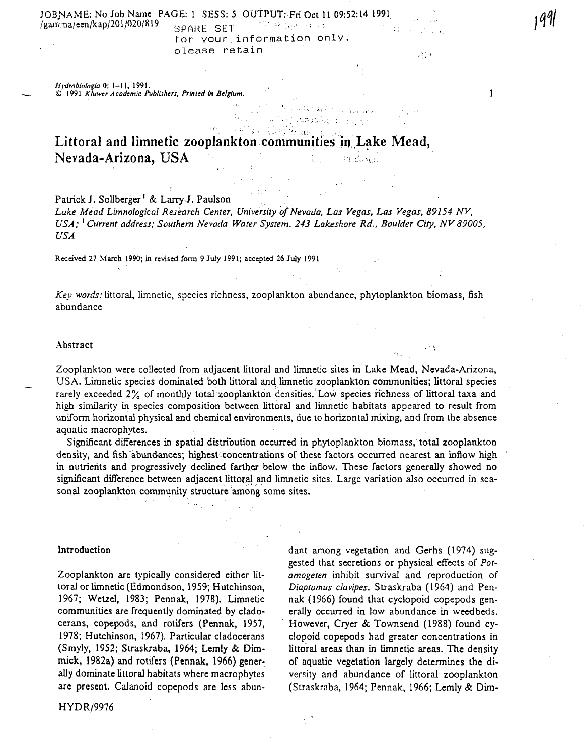# Littoral and limnetic zooplankton communities in Lake Mead, Nevada-Arizona, USA

Patrick J. Sollberger[1] & Larry J. Paulson

*Lake Mead Limnological Research Center, University of Nevada, Las Vegas, Las Vegas, 89154 NV, USA;* [1] *Current address; Southern Nevada Water System. 243 Lakeshore Rd., Boulder City, NV 89005, USA*

Received 27 March 1990; in revised form 9 July 1991; accepted 26 July 1991

*Key words:* littoral, limnetic, species richness, zooplankton abundance, phytoplankton biomass, fish abundance

## Abstract

Zooplankton were collected from adjacent littoral and limnetic sites in Lake Mead, Nevada-Arizona, USA. Limnetic species dominated both littoral and limnetic zooplankton communities; littoral species rarely exceeded 2% of monthly total zooplankton densities. Low species richness of littoral taxa and high similarity in species composition between littoral and limnetic habitats appeared to result from uniform horizontal physical and chemical environments, due to horizontal mixing, and from the absence aquatic macrophytes.

Significant differences in spatial distribution occurred in phytoplankton biomass, total zooplankton density, and fish abundances; highest concentrations of these factors occurred nearest an inflow high in nutrients and progressively declined farther below the inflow. These factors generally showed no significant difference between adjacent littoral and limnetic sites. Large variation also occurred in seasonal zooplankton community structure among some sites.

## Introduction

Zooplankton are typically considered either littoral or limnetic (Edmondson, 1959; Hutchinson, 1967; Wetzel, 1983; Pennak, 1978). Limnetic communities are frequently dominated by cladocerans, copepods, and rotifers (Pennak, 1957, 1978; Hutchinson, 1967). Particular cladocerans (Smyly, 1952; Straskraba, 1964; Lemly & Dimmick, 1982a) and rotifers (Pennak, 1966) generally dominate littoral habitats where macrophytes are present. Calanoid copepods are less abundant among vegetation and Gerhs (1974) suggested that secretions or physical effects of *Potamogeten* inhibit survival and reproduction of *Diaptomus clavipes*. Straskraba (1964) and Pennak (1966) found that cyclopoid copepods generally occurred in low abundance in weedbeds. However, Cryer & Townsend (1988) found cyclopoid copepods had greater concentrations in littoral areas than in limnetic areas. The density of aquatic vegetation largely determines the diversity and abundance of littoral zooplankton (Straskraba, 1964; Pennak, 1966; Lemly & Dim-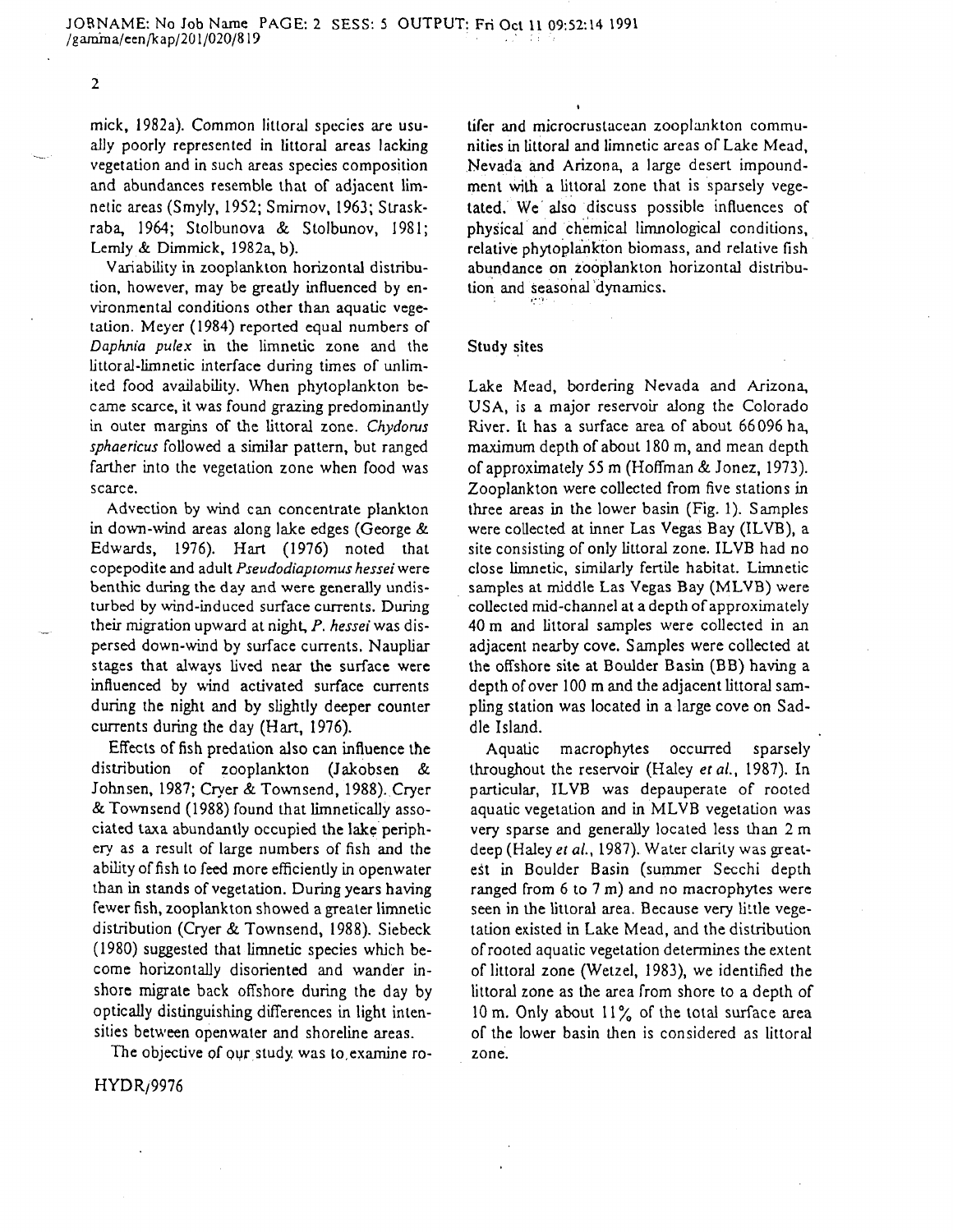mick, 1982a). Common littoral species are usually poorly represented in littoral areas lacking vegetation and in such areas species composition and abundances resemble that of adjacent limnetic areas (Smyly, 1952; Smirnov, 1963; Straskraba, 1964; Stolbunova & Stolbunov, 1981; Lemly & Dimmick, 1982a, b).

Variability in zooplankton horizontal distribution, however, may be greatly influenced by environmental conditions other than aquatic vegetation. Meyer (1984) reported equal numbers of *Daphnia pulex* in the limnetic zone and the littoral-limnetic interface during times of unlimited food availability. When phytoplankton became scarce, it was found grazing predominantly in outer margins of the littoral zone. *Chydorus sphaericus* followed a similar pattern, but ranged farther into the vegetation zone when food was scarce.

Advection by wind can concentrate plankton in down-wind areas along lake edges (George & Edwards, 1976). Hart (1976) noted that copepodite and adult *Pseudodiaptomus hessei* were benthic during the day and were generally undisturbed by wind-induced surface currents. During their migration upward at night, *P. hessei* was dispersed down-wind by surface currents. Naupliar stages that always lived near the surface were influenced by wind activated surface currents during the night and by slightly deeper counter currents during the day (Hart, 1976).

Effects of fish predation also can influence the distribution of zooplankton (Jakobsen & Johnsen, 1987; Cryer & Townsend, 1988). Cryer & Townsend (1988) found that limnetically associated taxa abundantly occupied the lake periphery as a result of large numbers of fish and the ability of fish to feed more efficiently in openwater than in stands of vegetation. During years having fewer fish, zooplankton showed a greater limnetic distribution (Cryer & Townsend, 1988). Siebeck (1980) suggested that limnetic species which become horizontally disoriented and wander inshore migrate back offshore during the day by optically distinguishing differences in light intensities between openwater and shoreline areas.

The objective of our study was to examine rotifer and microcrustacean zooplankton communities in littoral and limnetic areas of Lake Mead, Nevada and Arizona, a large desert impoundment with a littoral zone that is sparsely vegetated. We also discuss possible influences of physical and chemical limnological conditions, relative phytoplankton biomass, and relative fish abundance on zooplankton horizontal distribution and seasonal dynamics.

## Study sites

Lake Mead, bordering Nevada and Arizona, USA, is a major reservoir along the Colorado River. It has a surface area of about 66096 ha, maximum depth of about 180 m, and mean depth of approximately 55 m (Hoffman & Jonez, 1973). Zooplankton were collected from five stations in three areas in the lower basin (Fig. 1). Samples were collected at inner Las Vegas Bay (ILVB), a site consisting of only littoral zone. ILVB had no close limnetic, similarly fertile habitat. Limnetic samples at middle Las Vegas Bay (MLVB) were collected mid-channel at a depth of approximately 40 m and littoral samples were collected in an adjacent nearby cove. Samples were collected at the offshore site at Boulder Basin (BB) having a depth of over 100 m and the adjacent littoral sampling station was located in a large cove on Saddle Island.

Aquatic macrophytes occurred sparsely throughout the reservoir (Haley *et al.*, 1987). In particular, ILVB was depauperate of rooted aquatic vegetation and in MLVB vegetation was very sparse and generally located less than 2 m deep (Haley *et al.*, 1987). Water clarity was greatest in Boulder Basin (summer Secchi depth ranged from 6 to 7 m) and no macrophytes were seen in the littoral area. Because very little vegetation existed in Lake Mead, and the distribution of rooted aquatic vegetation determines the extent of littoral zone (Wetzel, 1983), we identified the littoral zone as the area from shore to a depth of 10 m. Only about 11% of the total surface area of the lower basin then is considered as littoral zone.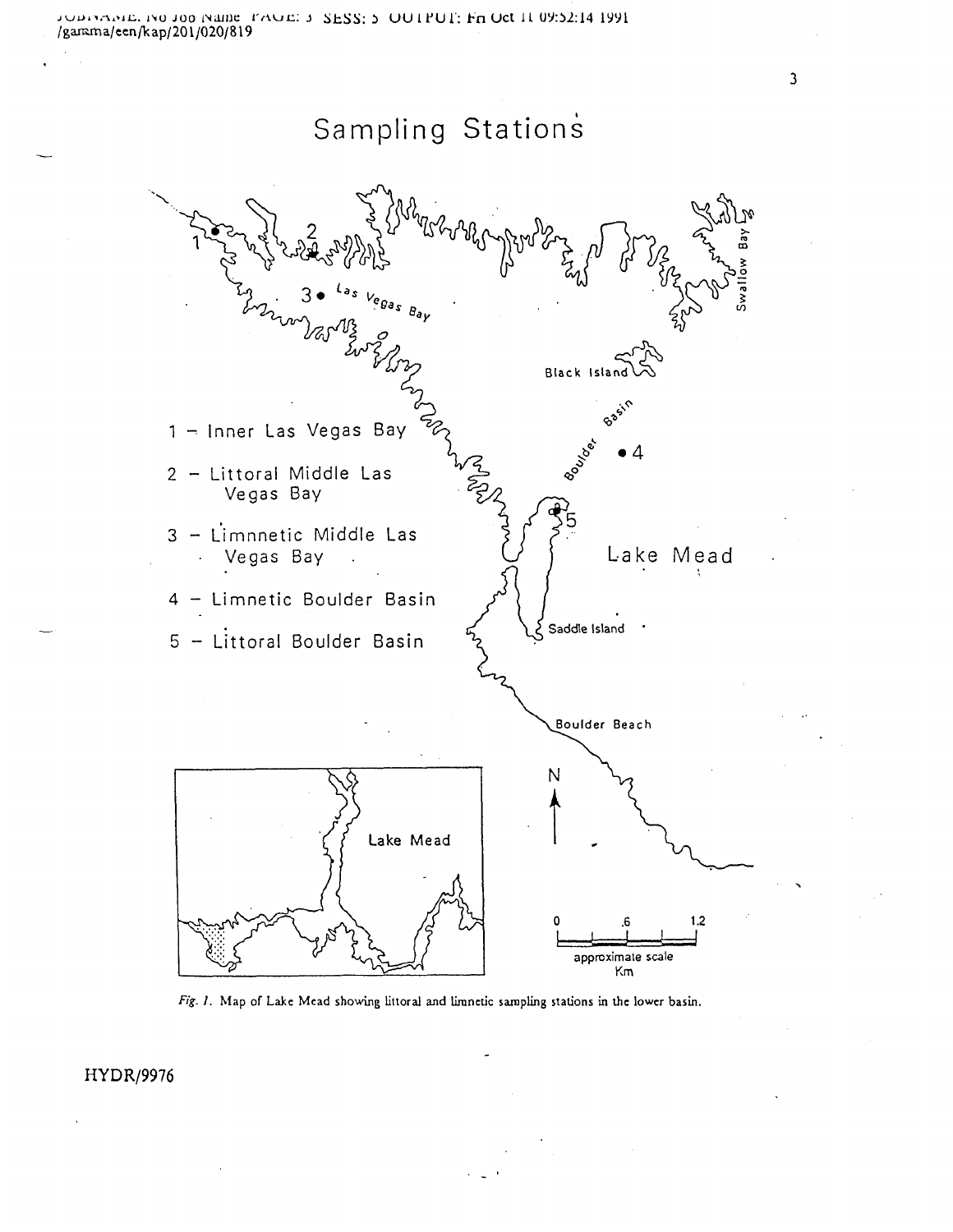# Sampling Stations

1 – Inner Las Vegas Bay

2 – Littoral Middle Las Vegas Bay

3 – Limnnetic Middle Las Vegas Bay

4 – Limnetic Boulder Basin

5 – Littoral Boulder Basin

*Fig. 1.* Map of Lake Mead showing littoral and limnetic sampling stations in the lower basin.

HYDR/9976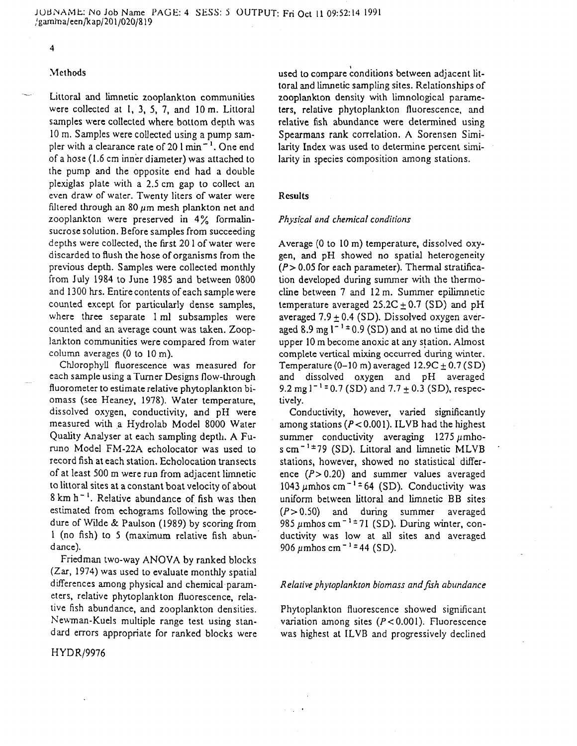## Methods

Littoral and limnetic zooplankton communities were collected at 1, 3, 5, 7, and 10 m. Littoral samples were collected where bottom depth was 10 m. Samples were collected using a pump sampler with a clearance rate of 20 l $min^{-1}$. One end of a hose (1.6 cm inner diameter) was attached to the pump and the opposite end had a double plexiglas plate with a 2.5 cm gap to collect an even draw of water. Twenty liters of water were filtered through an 80 $\mu$m mesh plankton net and zooplankton were preserved in 4% formalin-sucrose solution. Before samples from succeeding depths were collected, the first 20 l of water were discarded to flush the hose of organisms from the previous depth. Samples were collected monthly from July 1984 to June 1985 and between 0800 and 1300 hrs. Entire contents of each sample were counted except for particularly dense samples, where three separate 1 ml subsamples were counted and an average count was taken. Zooplankton communities were compared from water column averages (0 to 10 m).

Chlorophyll fluorescence was measured for each sample using a Turner Designs flow-through fluorometer to estimate relative phytoplankton biomass (see Heaney, 1978). Water temperature, dissolved oxygen, conductivity, and pH were measured with a Hydrolab Model 8000 Water Quality Analyser at each sampling depth. A Furuno Model FM-22A echolocator was used to record fish at each station. Echolocation transects of at least 500 m were run from adjacent limnetic to littoral sites at a constant boat velocity of about 8 km $h^{-1}$. Relative abundance of fish was then estimated from echograms following the procedure of Wilde & Paulson (1989) by scoring from 1 (no fish) to 5 (maximum relative fish abundance).

Friedman two-way ANOVA by ranked blocks (Zar, 1974) was used to evaluate monthly spatial differences among physical and chemical parameters, relative phytoplankton fluorescence, relative fish abundance, and zooplankton densities. Newman-Kuels multiple range test using standard errors appropriate for ranked blocks were used to compare conditions between adjacent littoral and limnetic sampling sites. Relationships of zooplankton density with limnological parameters, relative phytoplankton fluorescence, and relative fish abundance were determined using Spearmans rank correlation. A Sorensen Similarity Index was used to determine percent similarity in species composition among stations.

## Results

### *Physical and chemical conditions*

Average (0 to 10 m) temperature, dissolved oxygen, and pH showed no spatial heterogeneity ($P > 0.05$ for each parameter). Thermal stratification developed during summer with the thermocline between 7 and 12 m. Summer epilimnetic temperature averaged 25.2C $\pm$ 0.7 (SD) and pH averaged 7.9 $\pm$ 0.4 (SD). Dissolved oxygen averaged 8.9 mg $l^{-1} \pm 0.9$ (SD) and at no time did the upper 10 m become anoxic at any station. Almost complete vertical mixing occurred during winter. Temperature (0–10 m) averaged 12.9C $\pm$ 0.7 (SD) and dissolved oxygen and pH averaged 9.2 mg $l^{-1} \pm 0.7$ (SD) and 7.7 $\pm$ 0.3 (SD), respectively.

Conductivity, however, varied significantly among stations ($P < 0.001$). ILVB had the highest summer conductivity averaging 1275 $\mu$mhos $cm^{-1} \pm 79$ (SD). Littoral and limnetic MLVB stations, however, showed no statistical difference ($P > 0.20$) and summer values averaged 1043 $\mu$mhos $cm^{-1} \pm 64$ (SD). Conductivity was uniform between littoral and limnetic BB sites ($P > 0.50$) and during summer averaged 985 $\mu$mhos $cm^{-1} \pm 71$ (SD). During winter, conductivity was low at all sites and averaged 906 $\mu$mhos $cm^{-1} \pm 44$ (SD).

### *Relative phytoplankton biomass and fish abundance*

Phytoplankton fluorescence showed significant variation among sites ($P < 0.001$). Fluorescence was highest at ILVB and progressively declined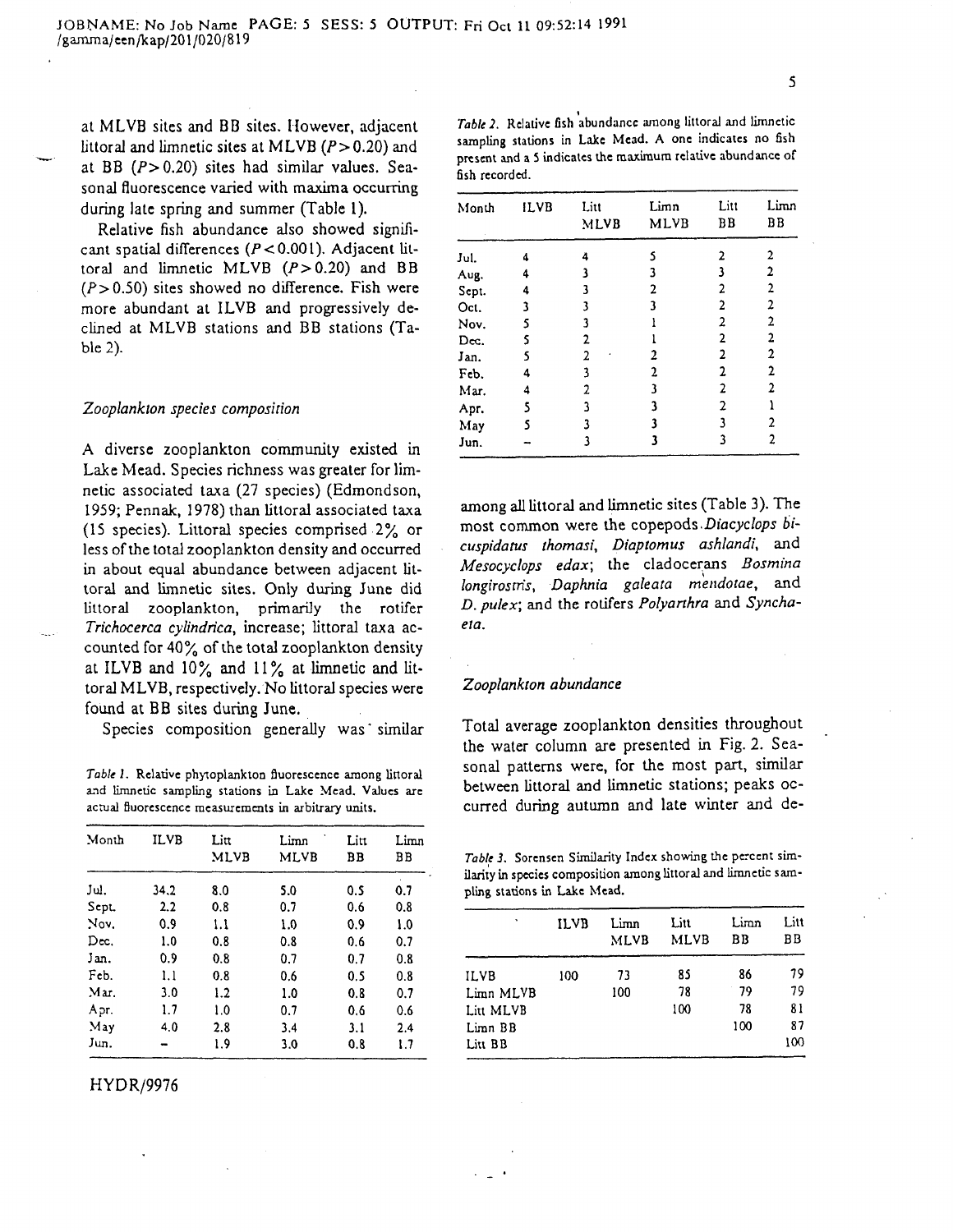at MLVB sites and BB sites. However, adjacent littoral and limnetic sites at MLVB ($P > 0.20$) and at BB ($P > 0.20$) sites had similar values. Seasonal fluorescence varied with maxima occurring during late spring and summer (Table 1).

Relative fish abundance also showed significant spatial differences ($P < 0.001$). Adjacent littoral and limnetic MLVB ($P > 0.20$) and BB ($P > 0.50$) sites showed no difference. Fish were more abundant at ILVB and progressively declined at MLVB stations and BB stations (Table 2).

### *Zooplankton species composition*

A diverse zooplankton community existed in Lake Mead. Species richness was greater for limnetic associated taxa (27 species) (Edmondson, 1959; Pennak, 1978) than littoral associated taxa (15 species). Littoral species comprised 2% or less of the total zooplankton density and occurred in about equal abundance between adjacent littoral and limnetic sites. Only during June did littoral zooplankton, primarily the rotifer *Trichocerca cylindrica*, increase; littoral taxa accounted for 40% of the total zooplankton density at ILVB and 10% and 11% at limnetic and littoral MLVB, respectively. No littoral species were found at BB sites during June.

Species composition generally was similar among all littoral and limnetic sites (Table 3). The most common were the copepods *Diacyclops bicuspidatus thomasi*, *Diaptomus ashlandi*, and *Mesocyclops edax*; the cladocerans *Bosmina longirostris*, *Daphnia galeata mendotae*, and *D. pulex*; and the rotifers *Polyarthra* and *Synchaeta*.

*Table 1.* Relative phytoplankton fluorescence among littoral and limnetic sampling stations in Lake Mead. Values are actual fluorescence measurements in arbitrary units.

| Month | ILVB | Litt MLVB | Limn MLVB | Litt BB | Limn BB |
|---|---|---|---|---|---|
| Jul. | 34.2 | 8.0 | 5.0 | 0.5 | 0.7 |
| Sept. | 2.2 | 0.8 | 0.7 | 0.6 | 0.8 |
| Nov. | 0.9 | 1.1 | 1.0 | 0.9 | 1.0 |
| Dec. | 1.0 | 0.8 | 0.8 | 0.6 | 0.7 |
| Jan. | 0.9 | 0.8 | 0.7 | 0.7 | 0.8 |
| Feb. | 1.1 | 0.8 | 0.6 | 0.5 | 0.8 |
| Mar. | 3.0 | 1.2 | 1.0 | 0.8 | 0.7 |
| Apr. | 1.7 | 1.0 | 0.7 | 0.6 | 0.6 |
| May | 4.0 | 2.8 | 3.4 | 3.1 | 2.4 |
| Jun. | – | 1.9 | 3.0 | 0.8 | 1.7 |

*Table 2.* Relative fish abundance among littoral and limnetic sampling stations in Lake Mead. A one indicates no fish present and a 5 indicates the maximum relative abundance of fish recorded.

| Month | ILVB | Litt MLVB | Limn MLVB | Litt BB | Limn BB |
|---|---|---|---|---|---|
| Jul. | 4 | 4 | 5 | 2 | 2 |
| Aug. | 4 | 3 | 3 | 3 | 2 |
| Sept. | 4 | 3 | 2 | 2 | 2 |
| Oct. | 3 | 3 | 3 | 2 | 2 |
| Nov. | 5 | 3 | 1 | 2 | 2 |
| Dec. | 5 | 2 | 1 | 2 | 2 |
| Jan. | 5 | 2 | 2 | 2 | 2 |
| Feb. | 4 | 3 | 2 | 2 | 2 |
| Mar. | 4 | 2 | 3 | 2 | 2 |
| Apr. | 5 | 3 | 3 | 2 | 1 |
| May | 5 | 3 | 3 | 3 | 2 |
| Jun. | – | 3 | 3 | 3 | 2 |

### *Zooplankton abundance*

Total average zooplankton densities throughout the water column are presented in Fig. 2. Seasonal patterns were, for the most part, similar between littoral and limnetic stations; peaks occurred during autumn and late winter and de-

*Table 3.* Sorensen Similarity Index showing the percent similarity in species composition among littoral and limnetic sampling stations in Lake Mead.

| | ILVB | Limn MLVB | Litt MLVB | Limn BB | Litt BB |
|---|---|---|---|---|---|
| ILVB | 100 | 73 | 85 | 86 | 79 |
| Limn MLVB | | 100 | 78 | 79 | 79 |
| Litt MLVB | | | 100 | 78 | 81 |
| Limn BB | | | | 100 | 87 |
| Litt BB | | | | | 100 |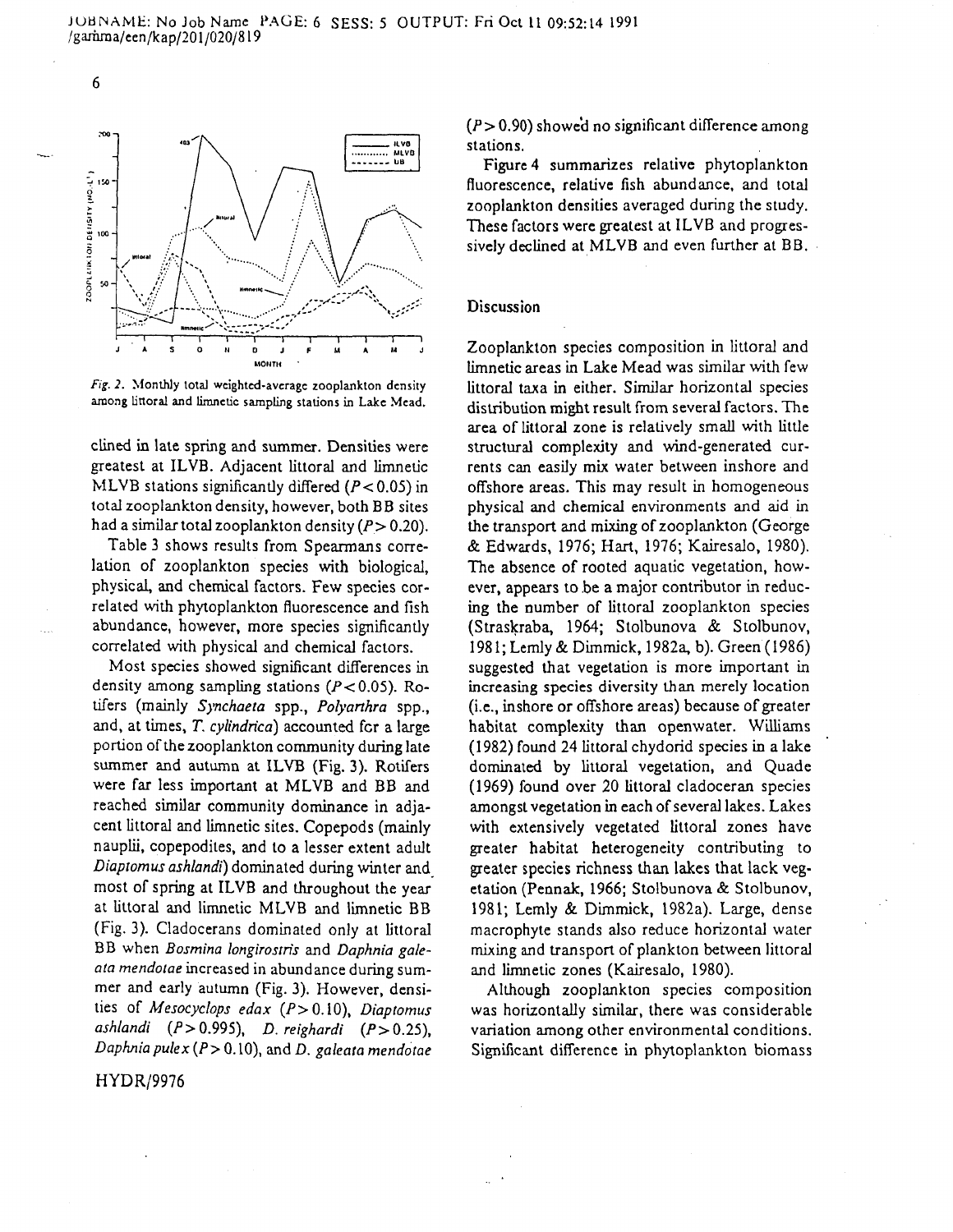*Fig. 2.* Monthly total weighted-average zooplankton density among littoral and limnetic sampling stations in Lake Mead.

clined in late spring and summer. Densities were greatest at ILVB. Adjacent littoral and limnetic MLVB stations significantly differed ($P < 0.05$) in total zooplankton density, however, both BB sites had a similar total zooplankton density ($P > 0.20$).

Table 3 shows results from Spearmans correlation of zooplankton species with biological, physical, and chemical factors. Few species correlated with phytoplankton fluorescence and fish abundance, however, more species significantly correlated with physical and chemical factors.

Most species showed significant differences in density among sampling stations ($P < 0.05$). Rotifers (mainly *Synchaeta* spp., *Polyarthra* spp., and, at times, *T. cylindrica*) accounted for a large portion of the zooplankton community during late summer and autumn at ILVB (Fig. 3). Rotifers were far less important at MLVB and BB and reached similar community dominance in adjacent littoral and limnetic sites. Copepods (mainly nauplii, copepodites, and to a lesser extent adult *Diaptomus ashlandi*) dominated during winter and most of spring at ILVB and throughout the year at littoral and limnetic MLVB and limnetic BB (Fig. 3). Cladocerans dominated only at littoral BB when *Bosmina longirostris* and *Daphnia galeata mendotae* increased in abundance during summer and early autumn (Fig. 3). However, densities of *Mesocyclops edax* ($P > 0.10$), *Diaptomus ashlandi* ($P > 0.995$), *D. reighardi* ($P > 0.25$), *Daphnia pulex* ($P > 0.10$), and *D. galeata mendotae* ($P > 0.90$) showed no significant difference among stations.

Figure 4 summarizes relative phytoplankton fluorescence, relative fish abundance, and total zooplankton densities averaged during the study. These factors were greatest at ILVB and progressively declined at MLVB and even further at BB.

## Discussion

Zooplankton species composition in littoral and limnetic areas in Lake Mead was similar with few littoral taxa in either. Similar horizontal species distribution might result from several factors. The area of littoral zone is relatively small with little structural complexity and wind-generated currents can easily mix water between inshore and offshore areas. This may result in homogeneous physical and chemical environments and aid in the transport and mixing of zooplankton (George & Edwards, 1976; Hart, 1976; Kairesalo, 1980). The absence of rooted aquatic vegetation, however, appears to be a major contributor in reducing the number of littoral zooplankton species (Straškraba, 1964; Stolbunova & Stolbunov, 1981; Lemly & Dimmick, 1982a, b). Green (1986) suggested that vegetation is more important in increasing species diversity than merely location (i.e., inshore or offshore areas) because of greater habitat complexity than openwater. Williams (1982) found 24 littoral chydorid species in a lake dominated by littoral vegetation, and Quade (1969) found over 20 littoral cladoceran species amongst vegetation in each of several lakes. Lakes with extensively vegetated littoral zones have greater habitat heterogeneity contributing to greater species richness than lakes that lack vegetation (Pennak, 1966; Stolbunova & Stolbunov, 1981; Lemly & Dimmick, 1982a). Large, dense macrophyte stands also reduce horizontal water mixing and transport of plankton between littoral and limnetic zones (Kairesalo, 1980).

Although zooplankton species composition was horizontally similar, there was considerable variation among other environmental conditions. Significant difference in phytoplankton biomass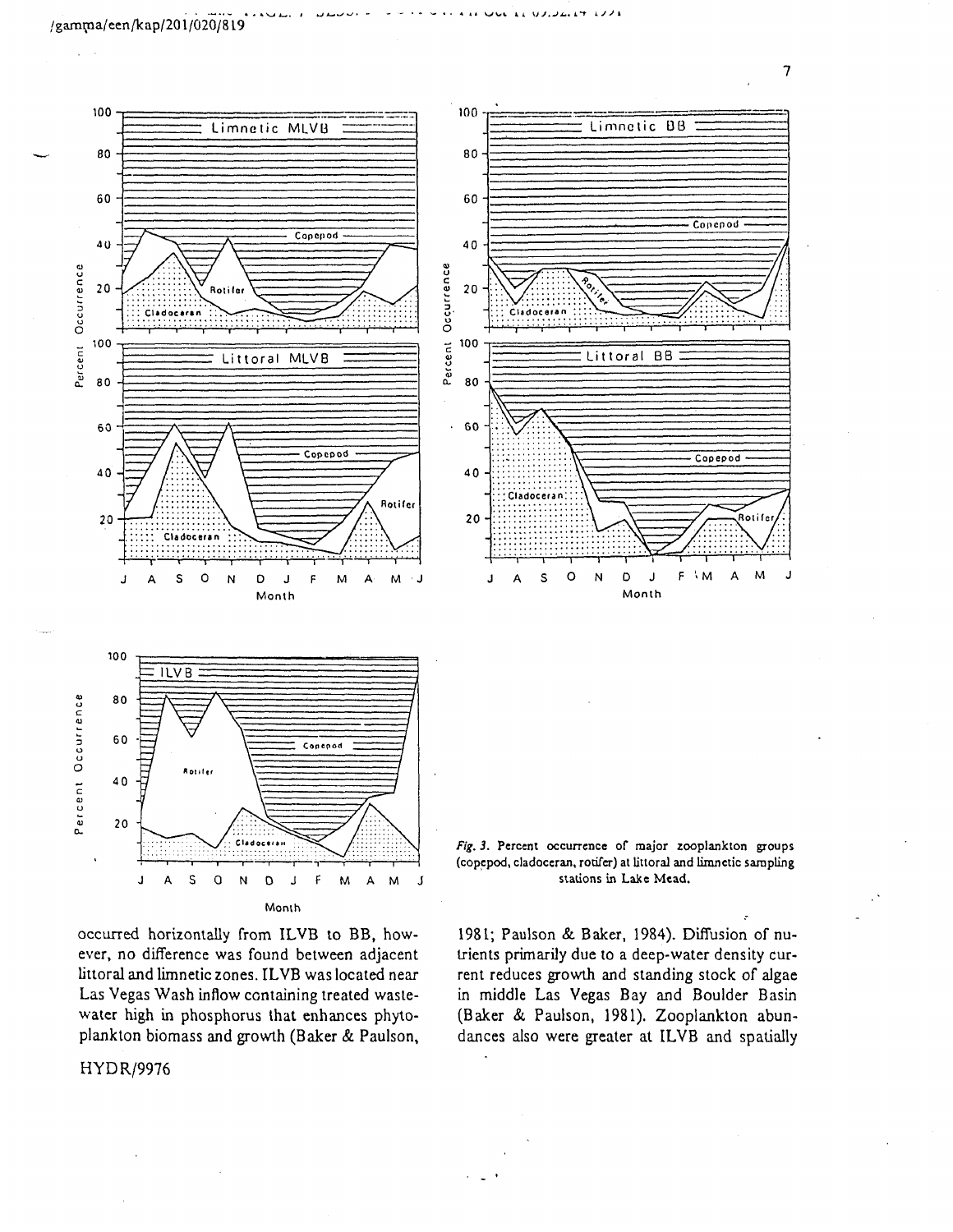*Fig. 3.* Percent occurrence of major zooplankton groups (copepod, cladoceran, rotifer) at littoral and limnetic sampling stations in Lake Mead.

occurred horizontally from ILVB to BB, however, no difference was found between adjacent littoral and limnetic zones. ILVB was located near Las Vegas Wash inflow containing treated wastewater high in phosphorus that enhances phytoplankton biomass and growth (Baker & Paulson, 1981; Paulson & Baker, 1984). Diffusion of nutrients primarily due to a deep-water density current reduces growth and standing stock of algae in middle Las Vegas Bay and Boulder Basin (Baker & Paulson, 1981). Zooplankton abundances also were greater at ILVB and spatially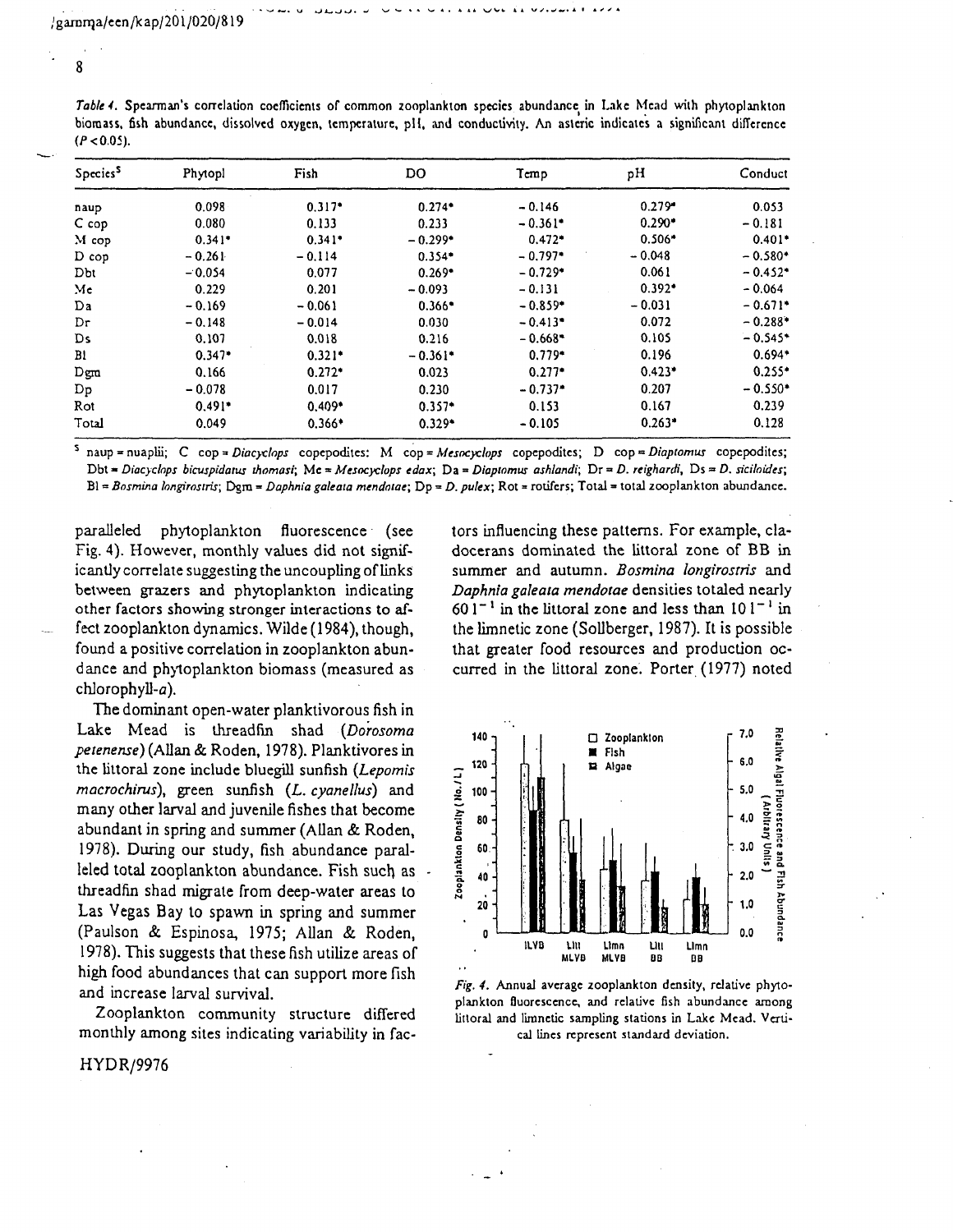*Table 4.* Spearman's correlation coefficients of common zooplankton species abundance in Lake Mead with phytoplankton biomass, fish abundance, dissolved oxygen, temperature, pH, and conductivity. An asteric indicates a significant difference ($P < 0.05$).

| Species[5] | Phytopl | Fish | DO | Temp | pH | Conduct |
|---|---|---|---|---|---|---|
| naup | 0.098 | 0.317* | 0.274* | −0.146 | 0.279* | 0.053 |
| C cop | 0.080 | 0.133 | 0.233 | −0.361* | 0.290* | −0.181 |
| M cop | 0.341* | 0.341* | −0.299* | 0.472* | 0.506* | 0.401* |
| D cop | −0.261 | −0.114 | 0.354* | −0.797* | −0.048 | −0.580* |
| Dbt | −0.054 | 0.077 | 0.269* | −0.729* | 0.061 | −0.452* |
| Me | 0.229 | 0.201 | −0.093 | −0.131 | 0.392* | −0.064 |
| Da | −0.169 | −0.061 | 0.366* | −0.859* | −0.031 | −0.671* |
| Dr | −0.148 | −0.014 | 0.030 | −0.413* | 0.072 | −0.288* |
| Ds | 0.107 | 0.018 | 0.216 | −0.668* | 0.105 | −0.545* |
| Bl | 0.347* | 0.321* | −0.361* | 0.779* | 0.196 | 0.694* |
| Dgm | 0.166 | 0.272* | 0.023 | 0.277* | 0.423* | 0.255* |
| Dp | −0.078 | 0.017 | 0.230 | −0.737* | 0.207 | −0.550* |
| Rot | 0.491* | 0.409* | 0.357* | 0.153 | 0.167 | 0.239 |
| Total | 0.049 | 0.366* | 0.329* | −0.105 | 0.263* | 0.128 |

[5] naup = nuaplii; C cop = *Diacyclops* copepodites; M cop = *Mesocyclops* copepodites; D cop = *Diaptomus* copepodites; Dbt = *Diacyclops bicuspidatus thomasi*; Me = *Mesocyclops edax*; Da = *Diaptomus ashlandi*; Dr = *D. reighardi*, Ds = *D. siciloides*; Bl = *Bosmina longirostris*; Dgm = *Daphnia galeata mendotae*; Dp = *D. pulex*; Rot = rotifers; Total = total zooplankton abundance.

paralleled phytoplankton fluorescence (see Fig. 4). However, monthly values did not significantly correlate suggesting the uncoupling of links between grazers and phytoplankton indicating other factors showing stronger interactions to affect zooplankton dynamics. Wilde (1984), though, found a positive correlation in zooplankton abundance and phytoplankton biomass (measured as chlorophyll-*a*).

The dominant open-water planktivorous fish in Lake Mead is threadfin shad (*Dorosoma petenense*) (Allan & Roden, 1978). Planktivores in the littoral zone include bluegill sunfish (*Lepomis macrochirus*), green sunfish (*L. cyanellus*) and many other larval and juvenile fishes that become abundant in spring and summer (Allan & Roden, 1978). During our study, fish abundance paralleled total zooplankton abundance. Fish such as threadfin shad migrate from deep-water areas to Las Vegas Bay to spawn in spring and summer (Paulson & Espinosa, 1975; Allan & Roden, 1978). This suggests that these fish utilize areas of high food abundances that can support more fish and increase larval survival.

Zooplankton community structure differed monthly among sites indicating variability in factors influencing these patterns. For example, cladocerans dominated the littoral zone of BB in summer and autumn. *Bosmina longirostris* and *Daphnia galeata mendotae* densities totaled nearly 60 $l^{-1}$ in the littoral zone and less than 10 $l^{-1}$ in the limnetic zone (Sollberger, 1987). It is possible that greater food resources and production occurred in the littoral zone. Porter (1977) noted

*Fig. 4.* Annual average zooplankton density, relative phytoplankton fluorescence, and relative fish abundance among littoral and limnetic sampling stations in Lake Mead. Vertical lines represent standard deviation.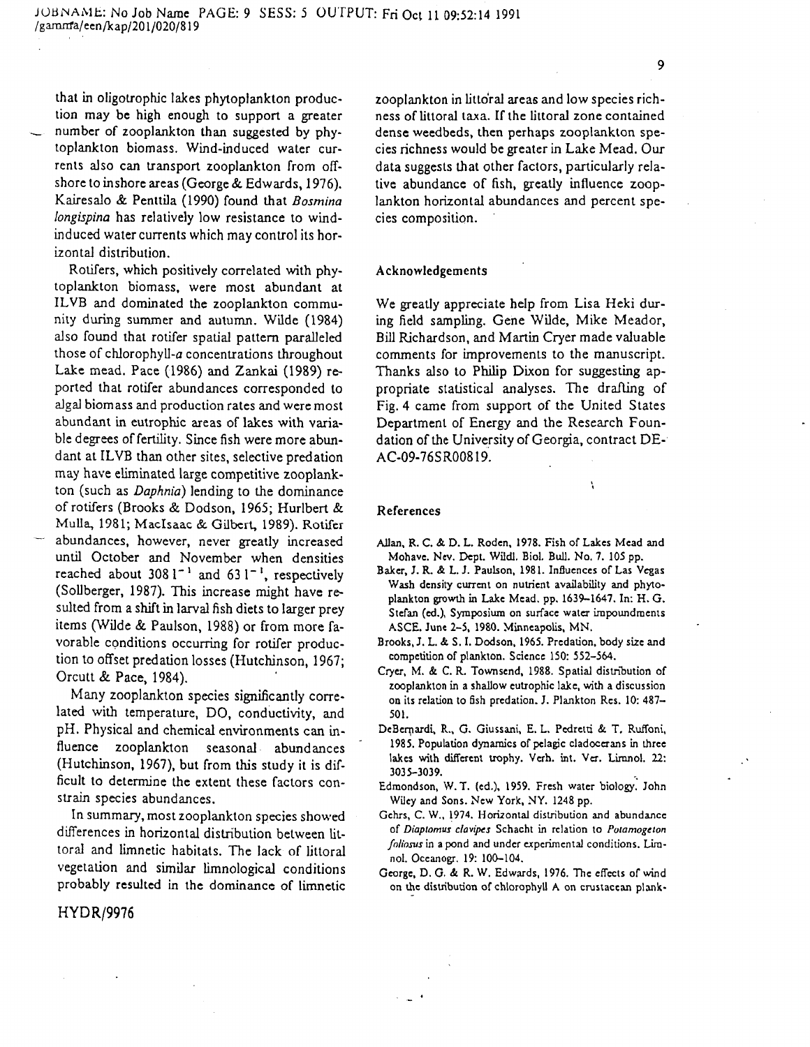that in oligotrophic lakes phytoplankton production may be high enough to support a greater number of zooplankton than suggested by phytoplankton biomass. Wind-induced water currents also can transport zooplankton from offshore to inshore areas (George & Edwards, 1976). Kairesalo & Penttila (1990) found that *Bosmina longispina* has relatively low resistance to wind-induced water currents which may control its horizontal distribution.

Rotifers, which positively correlated with phytoplankton biomass, were most abundant at ILVB and dominated the zooplankton community during summer and autumn. Wilde (1984) also found that rotifer spatial pattern paralleled those of chlorophyll-*a* concentrations throughout Lake mead. Pace (1986) and Zankai (1989) reported that rotifer abundances corresponded to algal biomass and production rates and were most abundant in eutrophic areas of lakes with variable degrees of fertility. Since fish were more abundant at ILVB than other sites, selective predation may have eliminated large competitive zooplankton (such as *Daphnia*) lending to the dominance of rotifers (Brooks & Dodson, 1965; Hurlbert & Mulla, 1981; MacIsaac & Gilbert, 1989). Rotifer abundances, however, never greatly increased until October and November when densities reached about 308 $l^{-1}$ and 63 $l^{-1}$, respectively (Sollberger, 1987). This increase might have resulted from a shift in larval fish diets to larger prey items (Wilde & Paulson, 1988) or from more favorable conditions occurring for rotifer production to offset predation losses (Hutchinson, 1967; Orcutt & Pace, 1984).

Many zooplankton species significantly correlated with temperature, DO, conductivity, and pH. Physical and chemical environments can influence zooplankton seasonal abundances (Hutchinson, 1967), but from this study it is difficult to determine the extent these factors constrain species abundances.

In summary, most zooplankton species showed differences in horizontal distribution between littoral and limnetic habitats. The lack of littoral vegetation and similar limnological conditions probably resulted in the dominance of limnetic zooplankton in littoral areas and low species richness of littoral taxa. If the littoral zone contained dense weedbeds, then perhaps zooplankton species richness would be greater in Lake Mead. Our data suggests that other factors, particularly relative abundance of fish, greatly influence zooplankton horizontal abundances and percent species composition.

## Acknowledgements

We greatly appreciate help from Lisa Heki during field sampling. Gene Wilde, Mike Meador, Bill Richardson, and Martin Cryer made valuable comments for improvements to the manuscript. Thanks also to Philip Dixon for suggesting appropriate statistical analyses. The drafting of Fig. 4 came from support of the United States Department of Energy and the Research Foundation of the University of Georgia, contract DE-AC-09-76SR00819.

## References

Allan, R. C. & D. L. Roden, 1978. Fish of Lakes Mead and Mohave. Nev. Dept. Wildl. Biol. Bull. No. 7. 105 pp.

Baker, J. R. & L. J. Paulson, 1981. Influences of Las Vegas Wash density current on nutrient availability and phytoplankton growth in Lake Mead. pp. 1639–1647. In: H. G. Stefan (ed.), Symposium on surface water impoundments ASCE. June 2–5, 1980. Minneapolis, MN.

Brooks, J. L. & S. I. Dodson, 1965. Predation, body size and competition of plankton. Science 150: 552–564.

Cryer, M. & C. R. Townsend, 1988. Spatial distribution of zooplankton in a shallow eutrophic lake, with a discussion on its relation to fish predation. J. Plankton Res. 10: 487–501.

DeBernardi, R., G. Giussani, E. L. Pedretti & T. Ruffoni, 1985. Population dynamics of pelagic cladocerans in three lakes with different trophy. Verh. int. Ver. Limnol. 22: 3035–3039.

Edmondson, W. T. (ed.), 1959. Fresh water biology. John Wiley and Sons. New York, NY. 1248 pp.

Gehrs, C. W., 1974. Horizontal distribution and abundance of *Diaptomus clavipes* Schacht in relation to *Potamogeton foliosus* in a pond and under experimental conditions. Limnol. Oceanogr. 19: 100–104.

George, D. G. & R. W. Edwards, 1976. The effects of wind on the distribution of chlorophyll A on crustacean plank-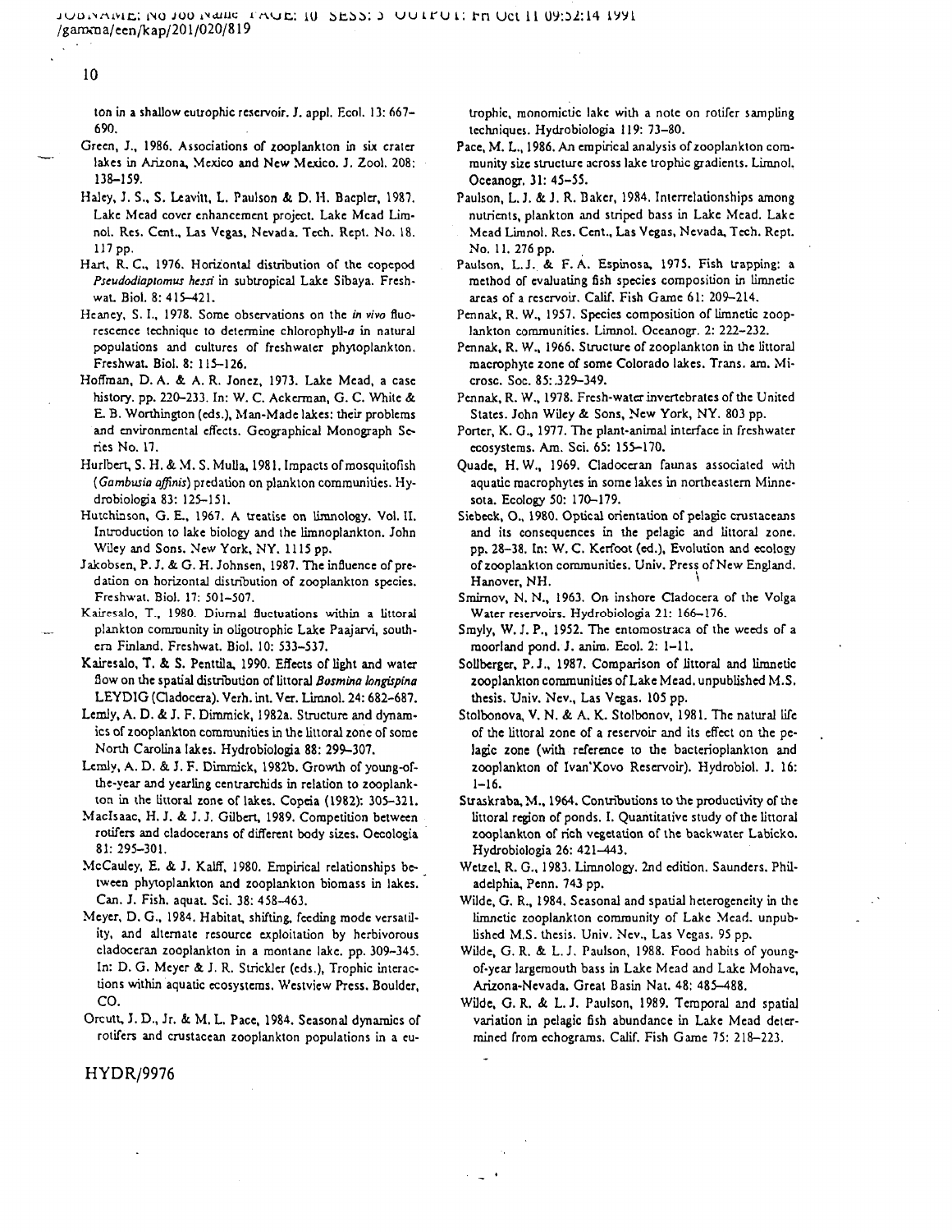ton in a shallow eutrophic reservoir. J. appl. Ecol. 13: 667–690.

Green, J., 1986. Associations of zooplankton in six crater lakes in Arizona, Mexico and New Mexico. J. Zool. 208: 138–159.

Haley, J. S., S. Leavitt, L. Paulson & D. H. Baepler, 1987. Lake Mead cover enhancement project. Lake Mead Limnol. Res. Cent., Las Vegas, Nevada. Tech. Rept. No. 18. 117 pp.

Hart, R. C., 1976. Horizontal distribution of the copepod *Pseudodiaptomus hessi* in subtropical Lake Sibaya. Freshwat. Biol. 8: 415–421.

Heaney, S. I., 1978. Some observations on the *in vivo* fluorescence technique to determine chlorophyll-*a* in natural populations and cultures of freshwater phytoplankton. Freshwat. Biol. 8: 115–126.

Hoffman, D. A. & A. R. Jonez, 1973. Lake Mead, a case history. pp. 220–233. In: W. C. Ackerman, G. C. White & E. B. Worthington (eds.), Man-Made lakes: their problems and environmental effects. Geographical Monograph Series No. 17.

Hurlbert, S. H. & M. S. Mulla, 1981. Impacts of mosquitofish (*Gambusia affinis*) predation on plankton communities. Hydrobiologia 83: 125–151.

Hutchinson, G. E., 1967. A treatise on limnology. Vol. II. Introduction to lake biology and the limnoplankton. John Wiley and Sons. New York, NY. 1115 pp.

Jakobsen, P. J. & G. H. Johnsen, 1987. The influence of predation on horizontal distribution of zooplankton species. Freshwat. Biol. 17: 501–507.

Kairesalo, T., 1980. Diurnal fluctuations within a littoral plankton community in oligotrophic Lake Paajarvi, southern Finland. Freshwat. Biol. 10: 533–537.

Kairesalo, T. & S. Penttila, 1990. Effects of light and water flow on the spatial distribution of littoral *Bosmina longispina* LEYDIG (Cladocera). Verh. int. Ver. Limnol. 24: 682–687.

Lemly, A. D. & J. F. Dimmick, 1982a. Structure and dynamics of zooplankton communities in the littoral zone of some North Carolina lakes. Hydrobiologia 88: 299–307.

Lemly, A. D. & J. F. Dimmick, 1982b. Growth of young-of-the-year and yearling centrarchids in relation to zooplankton in the littoral zone of lakes. Copeia (1982): 305–321.

MacIsaac, H. J. & J. J. Gilbert, 1989. Competition between rotifers and cladocerans of different body sizes. Oecologia 81: 295–301.

McCauley, E. & J. Kalff, 1980. Empirical relationships between phytoplankton and zooplankton biomass in lakes. Can. J. Fish. aquat. Sci. 38: 458–463.

Meyer, D. G., 1984. Habitat, shifting, feeding mode versatility, and alternate resource exploitation by herbivorous cladoceran zooplankton in a montane lake. pp. 309–345. In: D. G. Meyer & J. R. Strickler (eds.), Trophic interactions within aquatic ecosystems. Westview Press. Boulder, CO.

Orcutt, J. D., Jr. & M. L. Pace, 1984. Seasonal dynamics of rotifers and crustacean zooplankton populations in a eutrophic, monomictic lake with a note on rotifer sampling techniques. Hydrobiologia 119: 73–80.

Pace, M. L., 1986. An empirical analysis of zooplankton community size structure across lake trophic gradients. Limnol. Oceanogr. 31: 45–55.

Paulson, L. J. & J. R. Baker, 1984. Interrelationships among nutrients, plankton and striped bass in Lake Mead. Lake Mead Limnol. Res. Cent., Las Vegas, Nevada, Tech. Rept. No. 11. 276 pp.

Paulson, L. J. & F. A. Espinosa, 1975. Fish trapping: a method of evaluating fish species composition in limnetic areas of a reservoir. Calif. Fish Game 61: 209–214.

Pennak, R. W., 1957. Species composition of limnetic zooplankton communities. Limnol. Oceanogr. 2: 222–232.

Pennak, R. W., 1966. Structure of zooplankton in the littoral macrophyte zone of some Colorado lakes. Trans. am. Microsc. Soc. 85: 329–349.

Pennak, R. W., 1978. Fresh-water invertebrates of the United States. John Wiley & Sons, New York, NY. 803 pp.

Porter, K. G., 1977. The plant-animal interface in freshwater ecosystems. Am. Sci. 65: 155–170.

Quade, H. W., 1969. Cladoceran faunas associated with aquatic macrophytes in some lakes in northeastern Minnesota. Ecology 50: 170–179.

Siebeck, O., 1980. Optical orientation of pelagic crustaceans and its consequences in the pelagic and littoral zone. pp. 28–38. In: W. C. Kerfoot (ed.), Evolution and ecology of zooplankton communities. Univ. Press of New England. Hanover, NH.

Smirnov, N. N., 1963. On inshore Cladocera of the Volga Water reservoirs. Hydrobiologia 21: 166–176.

Smyly, W. J. P., 1952. The entomostraca of the weeds of a moorland pond. J. anim. Ecol. 2: 1–11.

Sollberger, P. J., 1987. Comparison of littoral and limnetic zooplankton communities of Lake Mead. unpublished M.S. thesis. Univ. Nev., Las Vegas. 105 pp.

Stolbonova, V. N. & A. K. Stolbonov, 1981. The natural life of the littoral zone of a reservoir and its effect on the pelagic zone (with reference to the bacterioplankton and zooplankton of Ivan'Kovo Reservoir). Hydrobiol. J. 16: 1–16.

Straskraba, M., 1964. Contributions to the productivity of the littoral region of ponds. I. Quantitative study of the littoral zooplankton of rich vegetation of the backwater Labicko. Hydrobiologia 26: 421–443.

Wetzel, R. G., 1983. Limnology. 2nd edition. Saunders. Philadelphia, Penn. 743 pp.

Wilde, G. R., 1984. Seasonal and spatial heterogeneity in the limnetic zooplankton community of Lake Mead. unpublished M.S. thesis. Univ. Nev., Las Vegas. 95 pp.

Wilde, G. R. & L. J. Paulson, 1988. Food habits of young-of-year largemouth bass in Lake Mead and Lake Mohave, Arizona-Nevada. Great Basin Nat. 48: 485–488.

Wilde, G. R. & L. J. Paulson, 1989. Temporal and spatial variation in pelagic fish abundance in Lake Mead determined from echograms. Calif. Fish Game 75: 218–223.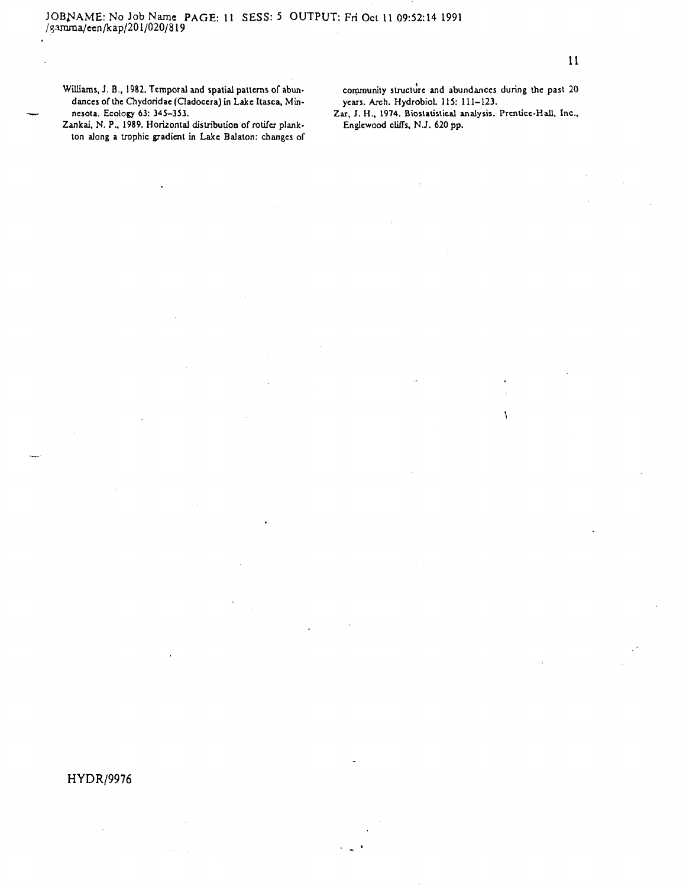Williams, J. B., 1982. Temporal and spatial patterns of abundances of the Chydoridae (Cladocera) in Lake Itasca, Minnesota. Ecology 63: 345–353.

Zankai, N. P., 1989. Horizontal distribution of rotifer plankton along a trophic gradient in Lake Balaton: changes of community structure and abundances during the past 20 years. Arch. Hydrobiol. 115: 111–123.

Zar, J. H., 1974. Biostatistical analysis. Prentice-Hall, Inc., Englewood cliffs, N.J. 620 pp.